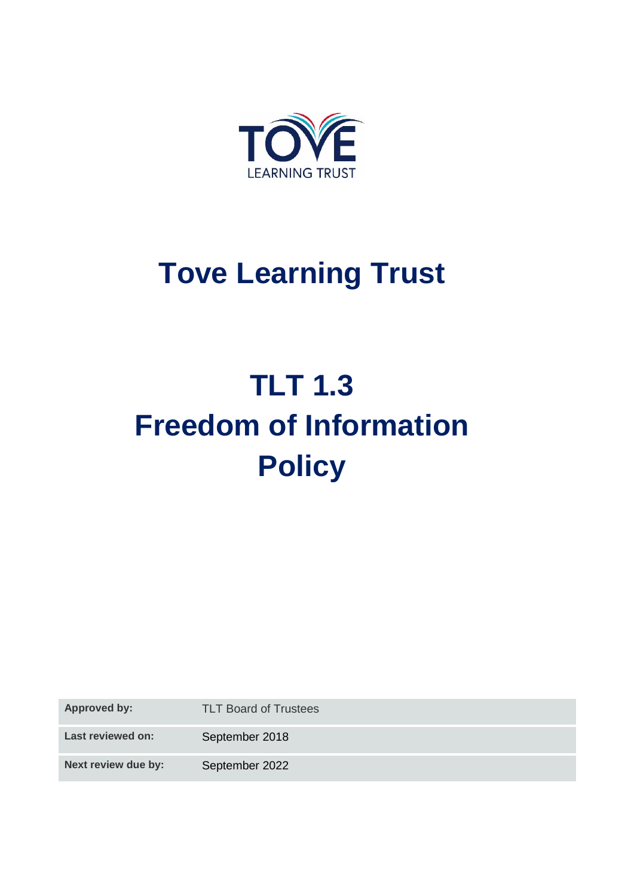TOVE
LEARNING TRUST

# Tove Learning Trust

# TLT 1.3
# Freedom of Information Policy

| | |
|---|---|
| **Approved by:** | TLT Board of Trustees |
| **Last reviewed on:** | September 2018 |
| **Next review due by:** | September 2022 |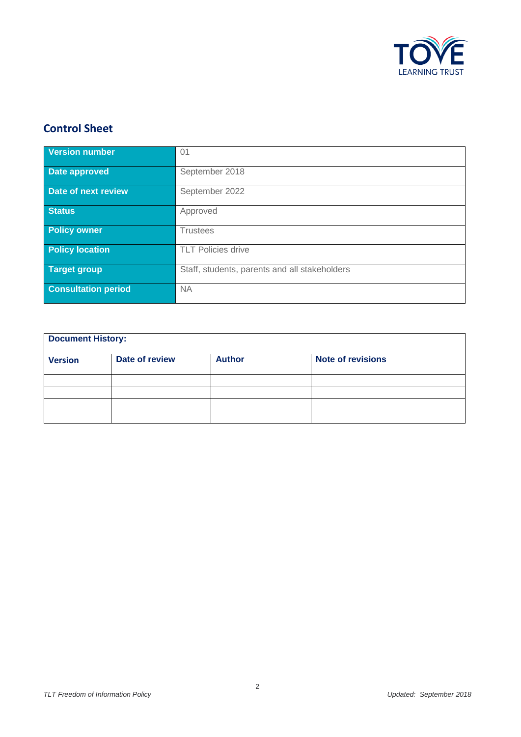## Control Sheet

| Version number | 01 |
|---|---|
| Date approved | September 2018 |
| Date of next review | September 2022 |
| Status | Approved |
| Policy owner | Trustees |
| Policy location | TLT Policies drive |
| Target group | Staff, students, parents and all stakeholders |
| Consultation period | NA |

| Document History: | | | |
|---|---|---|---|
| **Version** | **Date of review** | **Author** | **Note of revisions** |
| | | | |
| | | | |
| | | | |
| | | | |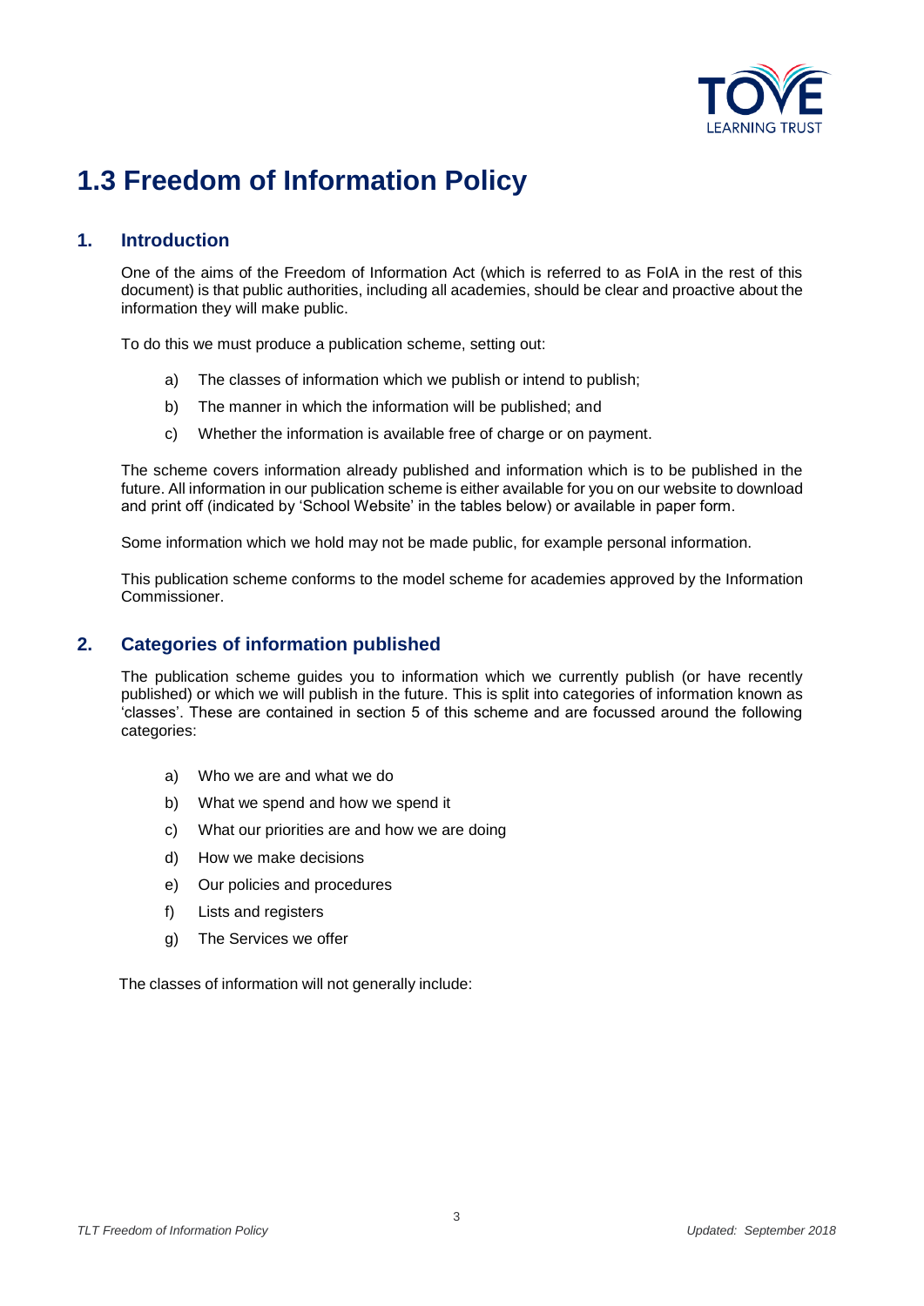# 1.3 Freedom of Information Policy

## 1. Introduction

One of the aims of the Freedom of Information Act (which is referred to as FoIA in the rest of this document) is that public authorities, including all academies, should be clear and proactive about the information they will make public.

To do this we must produce a publication scheme, setting out:

a) The classes of information which we publish or intend to publish;

b) The manner in which the information will be published; and

c) Whether the information is available free of charge or on payment.

The scheme covers information already published and information which is to be published in the future. All information in our publication scheme is either available for you on our website to download and print off (indicated by 'School Website' in the tables below) or available in paper form.

Some information which we hold may not be made public, for example personal information.

This publication scheme conforms to the model scheme for academies approved by the Information Commissioner.

## 2. Categories of information published

The publication scheme guides you to information which we currently publish (or have recently published) or which we will publish in the future. This is split into categories of information known as 'classes'. These are contained in section 5 of this scheme and are focussed around the following categories:

a) Who we are and what we do

b) What we spend and how we spend it

c) What our priorities are and how we are doing

d) How we make decisions

e) Our policies and procedures

f) Lists and registers

g) The Services we offer

The classes of information will not generally include: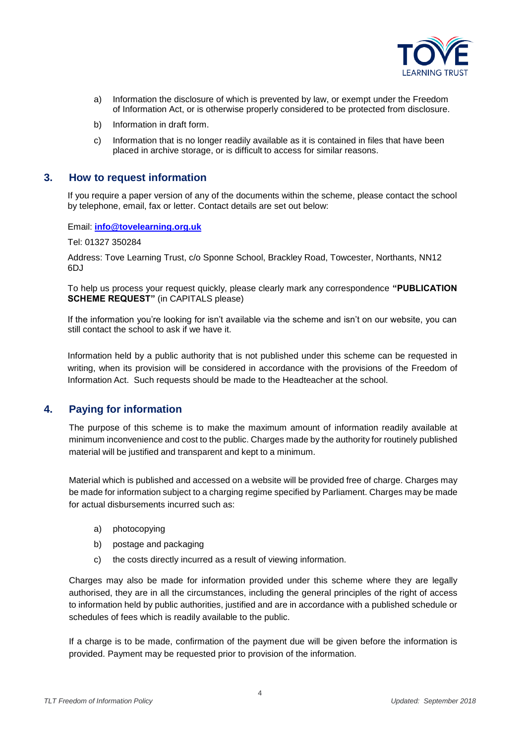a) Information the disclosure of which is prevented by law, or exempt under the Freedom of Information Act, or is otherwise properly considered to be protected from disclosure.

b) Information in draft form.

c) Information that is no longer readily available as it is contained in files that have been placed in archive storage, or is difficult to access for similar reasons.

## 3. How to request information

If you require a paper version of any of the documents within the scheme, please contact the school by telephone, email, fax or letter. Contact details are set out below:

Email: **info@tovelearning.org.uk**

Tel: 01327 350284

Address: Tove Learning Trust, c/o Sponne School, Brackley Road, Towcester, Northants, NN12 6DJ

To help us process your request quickly, please clearly mark any correspondence **"PUBLICATION SCHEME REQUEST"** (in CAPITALS please)

If the information you're looking for isn't available via the scheme and isn't on our website, you can still contact the school to ask if we have it.

Information held by a public authority that is not published under this scheme can be requested in writing, when its provision will be considered in accordance with the provisions of the Freedom of Information Act. Such requests should be made to the Headteacher at the school.

## 4. Paying for information

The purpose of this scheme is to make the maximum amount of information readily available at minimum inconvenience and cost to the public. Charges made by the authority for routinely published material will be justified and transparent and kept to a minimum.

Material which is published and accessed on a website will be provided free of charge. Charges may be made for information subject to a charging regime specified by Parliament. Charges may be made for actual disbursements incurred such as:

a) photocopying

b) postage and packaging

c) the costs directly incurred as a result of viewing information.

Charges may also be made for information provided under this scheme where they are legally authorised, they are in all the circumstances, including the general principles of the right of access to information held by public authorities, justified and are in accordance with a published schedule or schedules of fees which is readily available to the public.

If a charge is to be made, confirmation of the payment due will be given before the information is provided. Payment may be requested prior to provision of the information.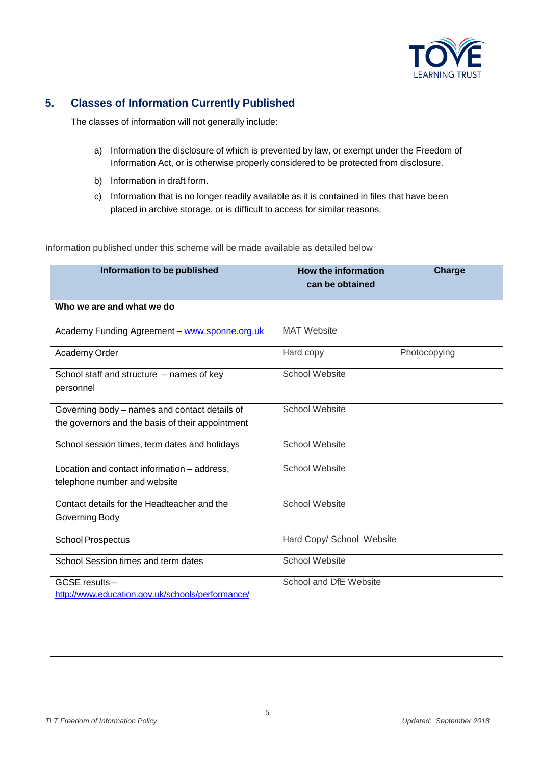## 5. Classes of Information Currently Published

The classes of information will not generally include:

a) Information the disclosure of which is prevented by law, or exempt under the Freedom of Information Act, or is otherwise properly considered to be protected from disclosure.

b) Information in draft form.

c) Information that is no longer readily available as it is contained in files that have been placed in archive storage, or is difficult to access for similar reasons.

Information published under this scheme will be made available as detailed below

| Information to be published | How the information can be obtained | Charge |
| --- | --- | --- |
| **Who we are and what we do** | | |
| Academy Funding Agreement – www.sponne.org.uk | MAT Website | |
| Academy Order | Hard copy | Photocopying |
| School staff and structure – names of key personnel | School Website | |
| Governing body – names and contact details of the governors and the basis of their appointment | School Website | |
| School session times, term dates and holidays | School Website | |
| Location and contact information – address, telephone number and website | School Website | |
| Contact details for the Headteacher and the Governing Body | School Website | |
| School Prospectus | Hard Copy/ School Website | |
| School Session times and term dates | School Website | |
| GCSE results – http://www.education.gov.uk/schools/performance/ | School and DfE Website | |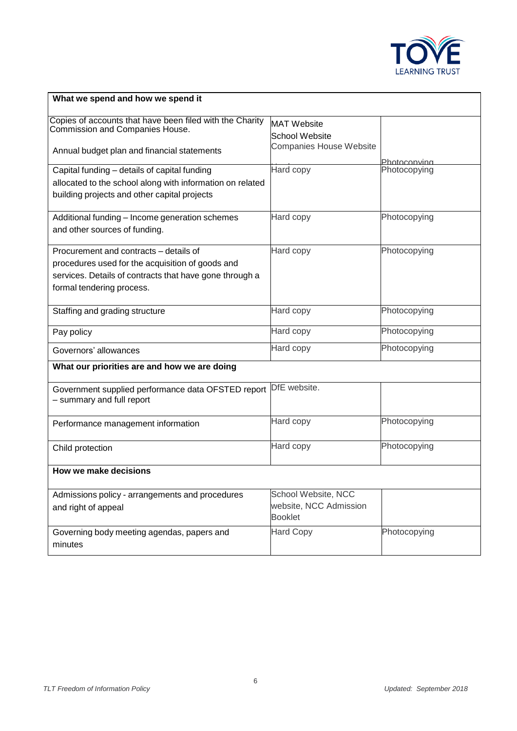| **What we spend and how we spend it** | | |
|---|---|---|
| Copies of accounts that have been filed with the Charity Commission and Companies House.<br><br>Annual budget plan and financial statements | MAT Website<br>School Website<br>Companies House Website | Photocopying |
| Capital funding – details of capital funding allocated to the school along with information on related building projects and other capital projects | Hard copy | Photocopying |
| Additional funding – Income generation schemes and other sources of funding. | Hard copy | Photocopying |
| Procurement and contracts – details of procedures used for the acquisition of goods and services. Details of contracts that have gone through a formal tendering process. | Hard copy | Photocopying |
| Staffing and grading structure | Hard copy | Photocopying |
| Pay policy | Hard copy | Photocopying |
| Governors' allowances | Hard copy | Photocopying |
| **What our priorities are and how we are doing** | | |
| Government supplied performance data OFSTED report – summary and full report | DfE website. | |
| Performance management information | Hard copy | Photocopying |
| Child protection | Hard copy | Photocopying |
| **How we make decisions** | | |
| Admissions policy - arrangements and procedures and right of appeal | School Website, NCC website, NCC Admission Booklet | |
| Governing body meeting agendas, papers and minutes | Hard Copy | Photocopying |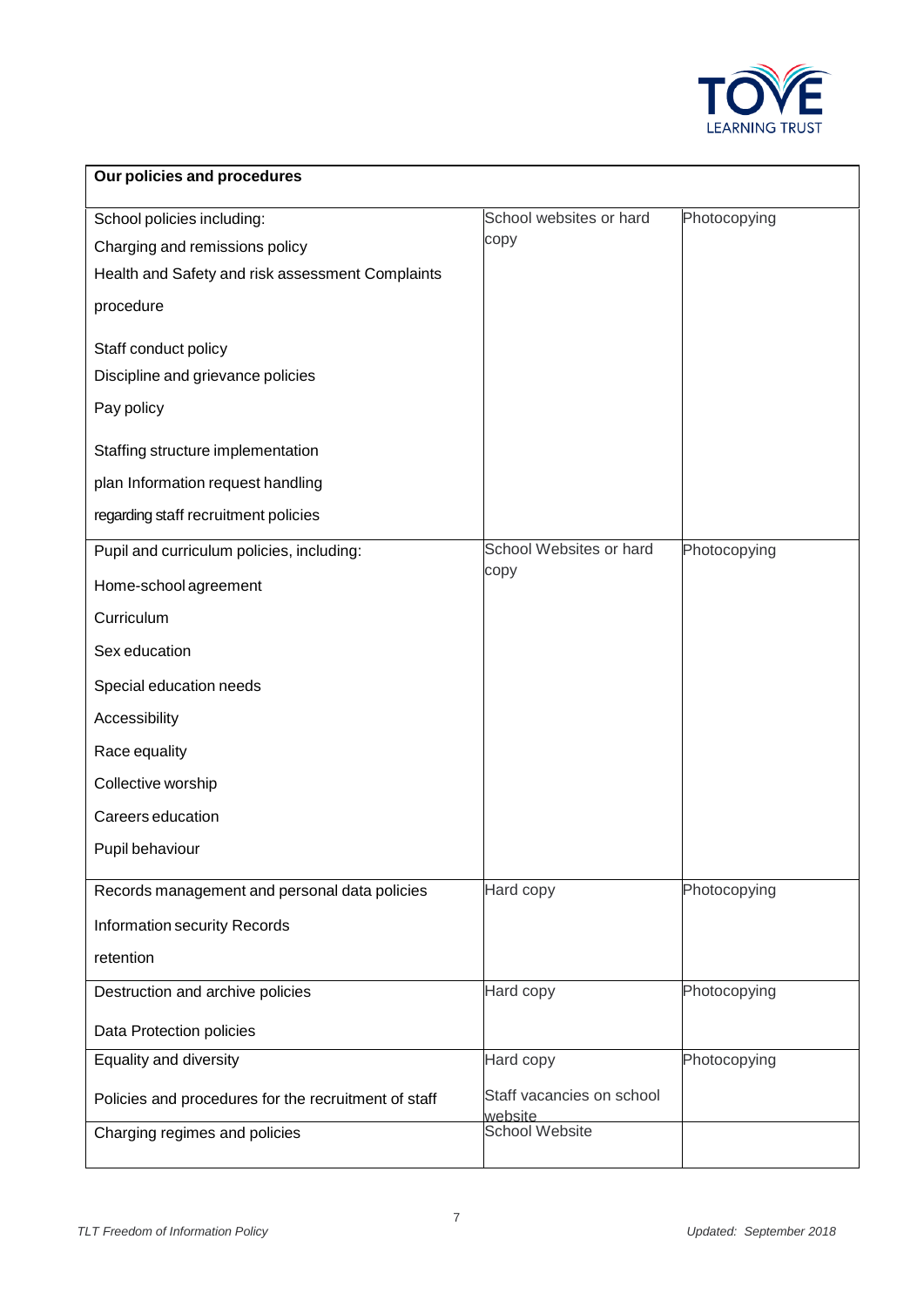| Our policies and procedures | | |
|---|---|---|
| School policies including:<br>Charging and remissions policy<br>Health and Safety and risk assessment Complaints procedure<br>Staff conduct policy<br>Discipline and grievance policies<br>Pay policy<br>Staffing structure implementation plan Information request handling regarding staff recruitment policies | School websites or hard copy | Photocopying |
| Pupil and curriculum policies, including:<br>Home-school agreement<br>Curriculum<br>Sex education<br>Special education needs<br>Accessibility<br>Race equality<br>Collective worship<br>Careers education<br>Pupil behaviour | School Websites or hard copy | Photocopying |
| Records management and personal data policies<br>Information security Records retention | Hard copy | Photocopying |
| Destruction and archive policies<br>Data Protection policies | Hard copy | Photocopying |
| Equality and diversity<br>Policies and procedures for the recruitment of staff | Hard copy<br>Staff vacancies on school website | Photocopying |
| Charging regimes and policies | School Website | |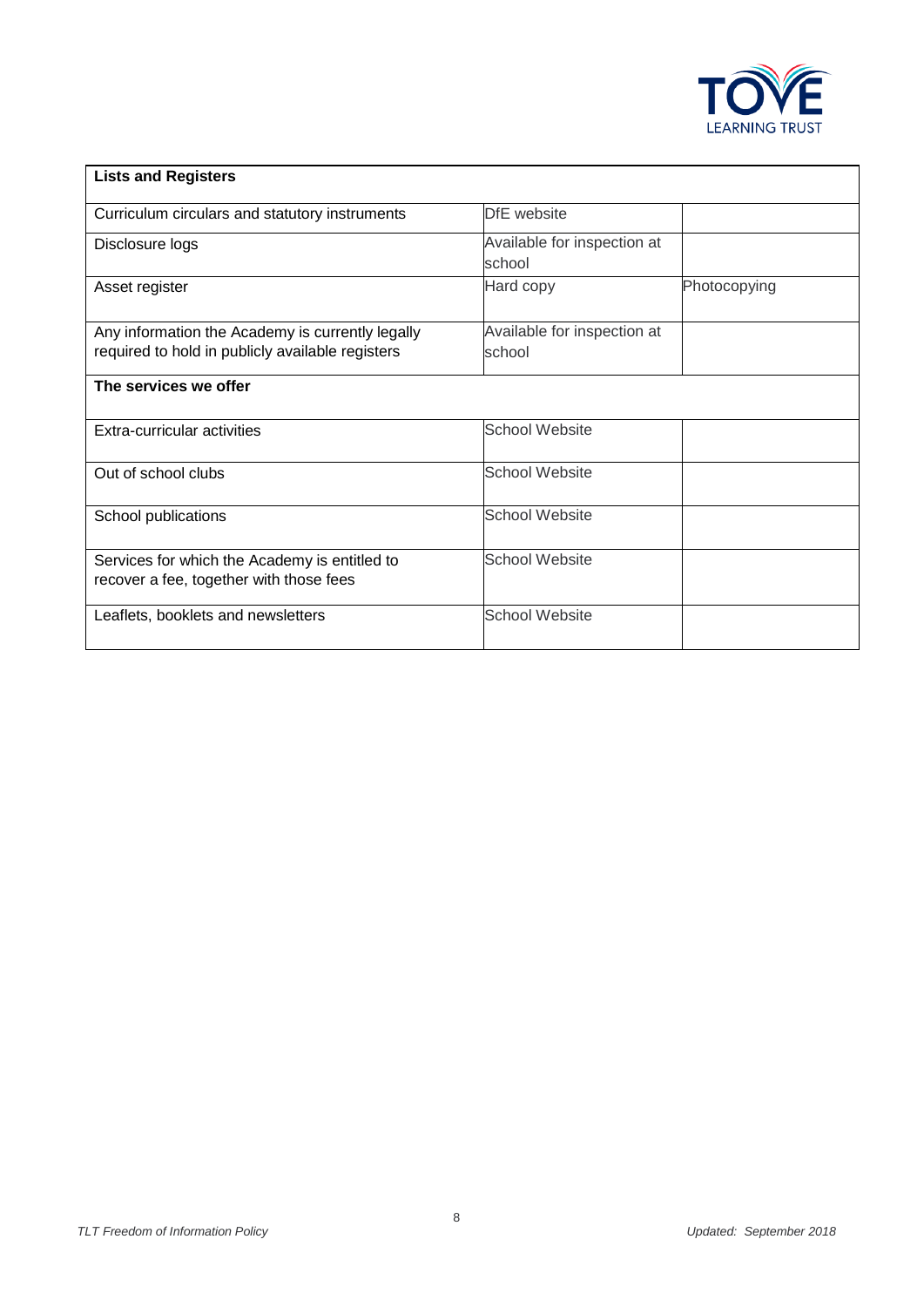| | | |
|---|---|---|
| **Lists and Registers** | | |
| Curriculum circulars and statutory instruments | DfE website | |
| Disclosure logs | Available for inspection at school | |
| Asset register | Hard copy | Photocopying |
| Any information the Academy is currently legally required to hold in publicly available registers | Available for inspection at school | |
| **The services we offer** | | |
| Extra-curricular activities | School Website | |
| Out of school clubs | School Website | |
| School publications | School Website | |
| Services for which the Academy is entitled to recover a fee, together with those fees | School Website | |
| Leaflets, booklets and newsletters | School Website | |